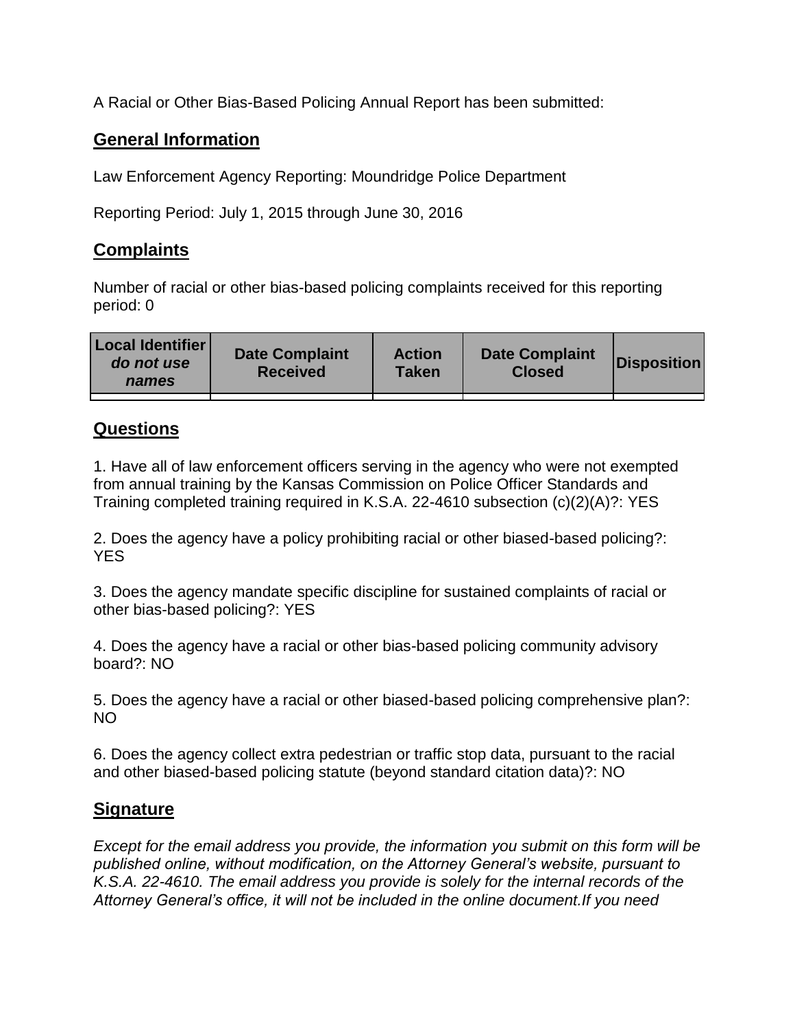A Racial or Other Bias-Based Policing Annual Report has been submitted:

## General Information

Law Enforcement Agency Reporting: Moundridge Police Department

Reporting Period: July 1, 2015 through June 30, 2016

## Complaints

Number of racial or other bias-based policing complaints received for this reporting period: 0

| Local Identifier *do not use names* | Date Complaint Received | Action Taken | Date Complaint Closed | Disposition |
|---|---|---|---|---|
| | | | | |

## Questions

1. Have all of law enforcement officers serving in the agency who were not exempted from annual training by the Kansas Commission on Police Officer Standards and Training completed training required in K.S.A. 22-4610 subsection (c)(2)(A)?: YES

2. Does the agency have a policy prohibiting racial or other biased-based policing?: YES

3. Does the agency mandate specific discipline for sustained complaints of racial or other bias-based policing?: YES

4. Does the agency have a racial or other bias-based policing community advisory board?: NO

5. Does the agency have a racial or other biased-based policing comprehensive plan?: NO

6. Does the agency collect extra pedestrian or traffic stop data, pursuant to the racial and other biased-based policing statute (beyond standard citation data)?: NO

## Signature

*Except for the email address you provide, the information you submit on this form will be published online, without modification, on the Attorney General's website, pursuant to K.S.A. 22-4610. The email address you provide is solely for the internal records of the Attorney General's office, it will not be included in the online document.If you need*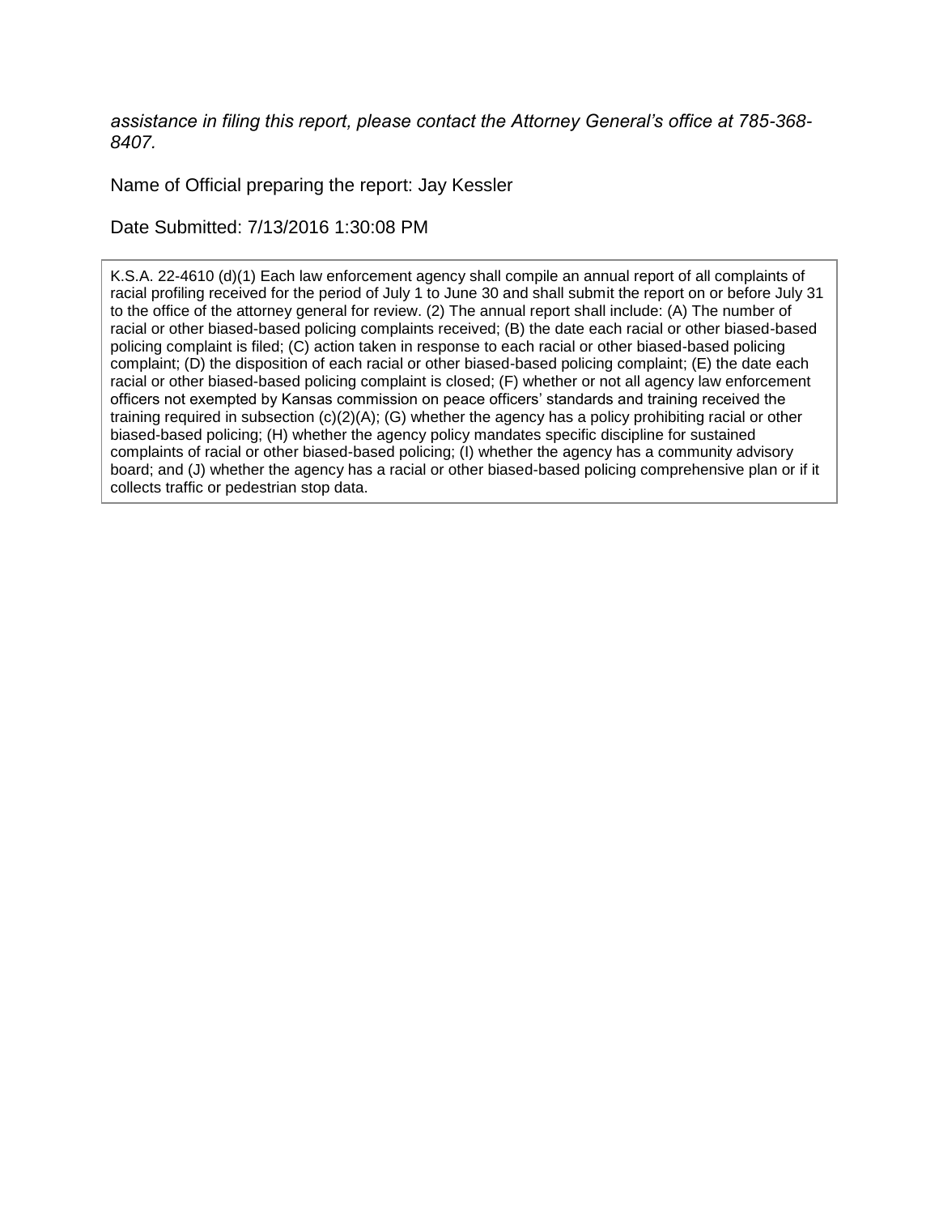*assistance in filing this report, please contact the Attorney General's office at 785-368-8407.*

Name of Official preparing the report: Jay Kessler

Date Submitted: 7/13/2016 1:30:08 PM

K.S.A. 22-4610 (d)(1) Each law enforcement agency shall compile an annual report of all complaints of racial profiling received for the period of July 1 to June 30 and shall submit the report on or before July 31 to the office of the attorney general for review. (2) The annual report shall include: (A) The number of racial or other biased-based policing complaints received; (B) the date each racial or other biased-based policing complaint is filed; (C) action taken in response to each racial or other biased-based policing complaint; (D) the disposition of each racial or other biased-based policing complaint; (E) the date each racial or other biased-based policing complaint is closed; (F) whether or not all agency law enforcement officers not exempted by Kansas commission on peace officers' standards and training received the training required in subsection (c)(2)(A); (G) whether the agency has a policy prohibiting racial or other biased-based policing; (H) whether the agency policy mandates specific discipline for sustained complaints of racial or other biased-based policing; (I) whether the agency has a community advisory board; and (J) whether the agency has a racial or other biased-based policing comprehensive plan or if it collects traffic or pedestrian stop data.